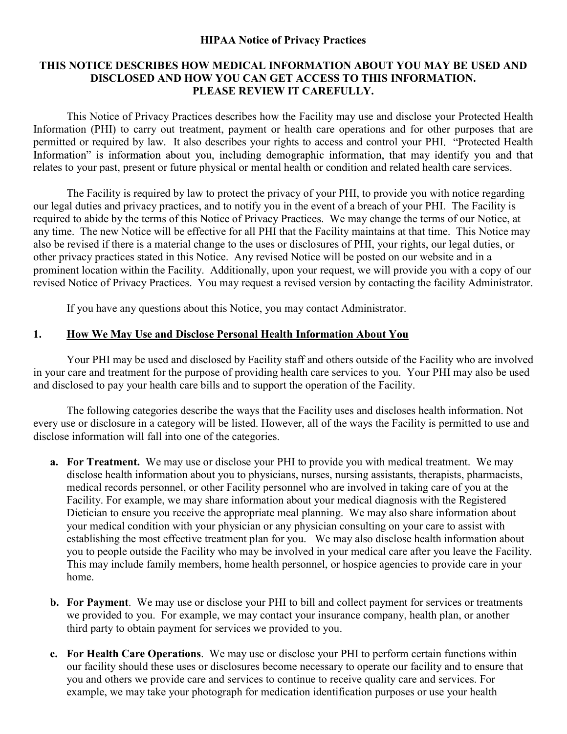**HIPAA Notice of Privacy Practices**

**THIS NOTICE DESCRIBES HOW MEDICAL INFORMATION ABOUT YOU MAY BE USED AND DISCLOSED AND HOW YOU CAN GET ACCESS TO THIS INFORMATION. PLEASE REVIEW IT CAREFULLY.**

This Notice of Privacy Practices describes how the Facility may use and disclose your Protected Health Information (PHI) to carry out treatment, payment or health care operations and for other purposes that are permitted or required by law. It also describes your rights to access and control your PHI. "Protected Health Information" is information about you, including demographic information, that may identify you and that relates to your past, present or future physical or mental health or condition and related health care services.

The Facility is required by law to protect the privacy of your PHI, to provide you with notice regarding our legal duties and privacy practices, and to notify you in the event of a breach of your PHI. The Facility is required to abide by the terms of this Notice of Privacy Practices. We may change the terms of our Notice, at any time. The new Notice will be effective for all PHI that the Facility maintains at that time. This Notice may also be revised if there is a material change to the uses or disclosures of PHI, your rights, our legal duties, or other privacy practices stated in this Notice. Any revised Notice will be posted on our website and in a prominent location within the Facility. Additionally, upon your request, we will provide you with a copy of our revised Notice of Privacy Practices. You may request a revised version by contacting the facility Administrator.

If you have any questions about this Notice, you may contact Administrator.

## 1. How We May Use and Disclose Personal Health Information About You

Your PHI may be used and disclosed by Facility staff and others outside of the Facility who are involved in your care and treatment for the purpose of providing health care services to you. Your PHI may also be used and disclosed to pay your health care bills and to support the operation of the Facility.

The following categories describe the ways that the Facility uses and discloses health information. Not every use or disclosure in a category will be listed. However, all of the ways the Facility is permitted to use and disclose information will fall into one of the categories.

a. **For Treatment.** We may use or disclose your PHI to provide you with medical treatment. We may disclose health information about you to physicians, nurses, nursing assistants, therapists, pharmacists, medical records personnel, or other Facility personnel who are involved in taking care of you at the Facility. For example, we may share information about your medical diagnosis with the Registered Dietician to ensure you receive the appropriate meal planning. We may also share information about your medical condition with your physician or any physician consulting on your care to assist with establishing the most effective treatment plan for you. We may also disclose health information about you to people outside the Facility who may be involved in your medical care after you leave the Facility. This may include family members, home health personnel, or hospice agencies to provide care in your home.

b. **For Payment**. We may use or disclose your PHI to bill and collect payment for services or treatments we provided to you. For example, we may contact your insurance company, health plan, or another third party to obtain payment for services we provided to you.

c. **For Health Care Operations**. We may use or disclose your PHI to perform certain functions within our facility should these uses or disclosures become necessary to operate our facility and to ensure that you and others we provide care and services to continue to receive quality care and services. For example, we may take your photograph for medication identification purposes or use your health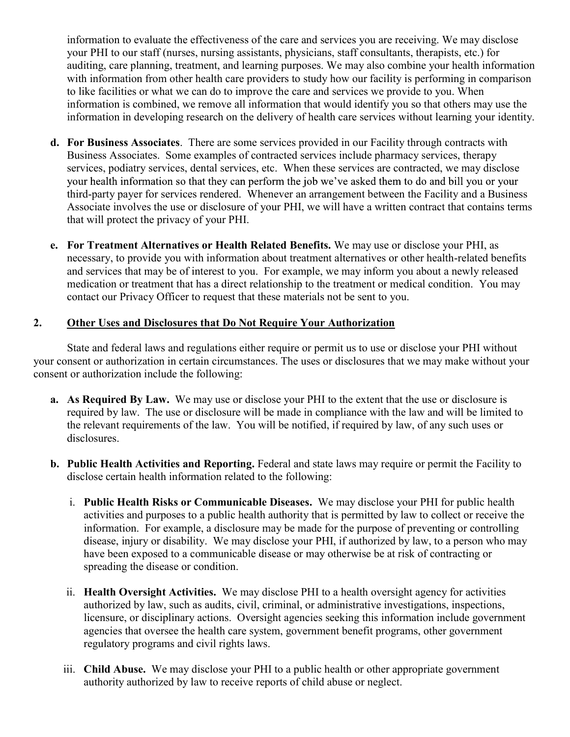information to evaluate the effectiveness of the care and services you are receiving. We may disclose your PHI to our staff (nurses, nursing assistants, physicians, staff consultants, therapists, etc.) for auditing, care planning, treatment, and learning purposes. We may also combine your health information with information from other health care providers to study how our facility is performing in comparison to like facilities or what we can do to improve the care and services we provide to you. When information is combined, we remove all information that would identify you so that others may use the information in developing research on the delivery of health care services without learning your identity.

d. **For Business Associates**. There are some services provided in our Facility through contracts with Business Associates. Some examples of contracted services include pharmacy services, therapy services, podiatry services, dental services, etc. When these services are contracted, we may disclose your health information so that they can perform the job we've asked them to do and bill you or your third-party payer for services rendered. Whenever an arrangement between the Facility and a Business Associate involves the use or disclosure of your PHI, we will have a written contract that contains terms that will protect the privacy of your PHI.

e. **For Treatment Alternatives or Health Related Benefits.** We may use or disclose your PHI, as necessary, to provide you with information about treatment alternatives or other health-related benefits and services that may be of interest to you. For example, we may inform you about a newly released medication or treatment that has a direct relationship to the treatment or medical condition. You may contact our Privacy Officer to request that these materials not be sent to you.

## 2. <u>Other Uses and Disclosures that Do Not Require Your Authorization</u>

State and federal laws and regulations either require or permit us to use or disclose your PHI without your consent or authorization in certain circumstances. The uses or disclosures that we may make without your consent or authorization include the following:

a. **As Required By Law.** We may use or disclose your PHI to the extent that the use or disclosure is required by law. The use or disclosure will be made in compliance with the law and will be limited to the relevant requirements of the law. You will be notified, if required by law, of any such uses or disclosures.

b. **Public Health Activities and Reporting.** Federal and state laws may require or permit the Facility to disclose certain health information related to the following:

   i. **Public Health Risks or Communicable Diseases.** We may disclose your PHI for public health activities and purposes to a public health authority that is permitted by law to collect or receive the information. For example, a disclosure may be made for the purpose of preventing or controlling disease, injury or disability. We may disclose your PHI, if authorized by law, to a person who may have been exposed to a communicable disease or may otherwise be at risk of contracting or spreading the disease or condition.

   ii. **Health Oversight Activities.** We may disclose PHI to a health oversight agency for activities authorized by law, such as audits, civil, criminal, or administrative investigations, inspections, licensure, or disciplinary actions. Oversight agencies seeking this information include government agencies that oversee the health care system, government benefit programs, other government regulatory programs and civil rights laws.

   iii. **Child Abuse.** We may disclose your PHI to a public health or other appropriate government authority authorized by law to receive reports of child abuse or neglect.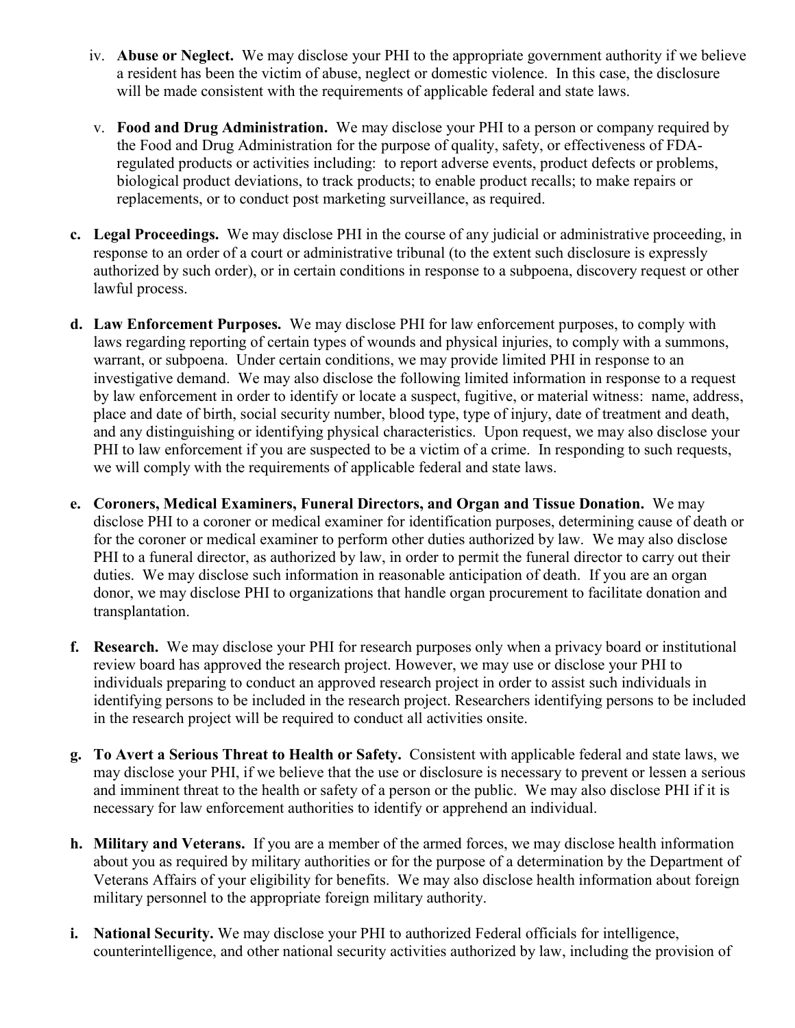iv. **Abuse or Neglect.** We may disclose your PHI to the appropriate government authority if we believe a resident has been the victim of abuse, neglect or domestic violence. In this case, the disclosure will be made consistent with the requirements of applicable federal and state laws.

   v. **Food and Drug Administration.** We may disclose your PHI to a person or company required by the Food and Drug Administration for the purpose of quality, safety, or effectiveness of FDA-regulated products or activities including: to report adverse events, product defects or problems, biological product deviations, to track products; to enable product recalls; to make repairs or replacements, or to conduct post marketing surveillance, as required.

c. **Legal Proceedings.** We may disclose PHI in the course of any judicial or administrative proceeding, in response to an order of a court or administrative tribunal (to the extent such disclosure is expressly authorized by such order), or in certain conditions in response to a subpoena, discovery request or other lawful process.

d. **Law Enforcement Purposes.** We may disclose PHI for law enforcement purposes, to comply with laws regarding reporting of certain types of wounds and physical injuries, to comply with a summons, warrant, or subpoena. Under certain conditions, we may provide limited PHI in response to an investigative demand. We may also disclose the following limited information in response to a request by law enforcement in order to identify or locate a suspect, fugitive, or material witness: name, address, place and date of birth, social security number, blood type, type of injury, date of treatment and death, and any distinguishing or identifying physical characteristics. Upon request, we may also disclose your PHI to law enforcement if you are suspected to be a victim of a crime. In responding to such requests, we will comply with the requirements of applicable federal and state laws.

e. **Coroners, Medical Examiners, Funeral Directors, and Organ and Tissue Donation.** We may disclose PHI to a coroner or medical examiner for identification purposes, determining cause of death or for the coroner or medical examiner to perform other duties authorized by law. We may also disclose PHI to a funeral director, as authorized by law, in order to permit the funeral director to carry out their duties. We may disclose such information in reasonable anticipation of death. If you are an organ donor, we may disclose PHI to organizations that handle organ procurement to facilitate donation and transplantation.

f. **Research.** We may disclose your PHI for research purposes only when a privacy board or institutional review board has approved the research project. However, we may use or disclose your PHI to individuals preparing to conduct an approved research project in order to assist such individuals in identifying persons to be included in the research project. Researchers identifying persons to be included in the research project will be required to conduct all activities onsite.

g. **To Avert a Serious Threat to Health or Safety.** Consistent with applicable federal and state laws, we may disclose your PHI, if we believe that the use or disclosure is necessary to prevent or lessen a serious and imminent threat to the health or safety of a person or the public. We may also disclose PHI if it is necessary for law enforcement authorities to identify or apprehend an individual.

h. **Military and Veterans.** If you are a member of the armed forces, we may disclose health information about you as required by military authorities or for the purpose of a determination by the Department of Veterans Affairs of your eligibility for benefits. We may also disclose health information about foreign military personnel to the appropriate foreign military authority.

i. **National Security.** We may disclose your PHI to authorized Federal officials for intelligence, counterintelligence, and other national security activities authorized by law, including the provision of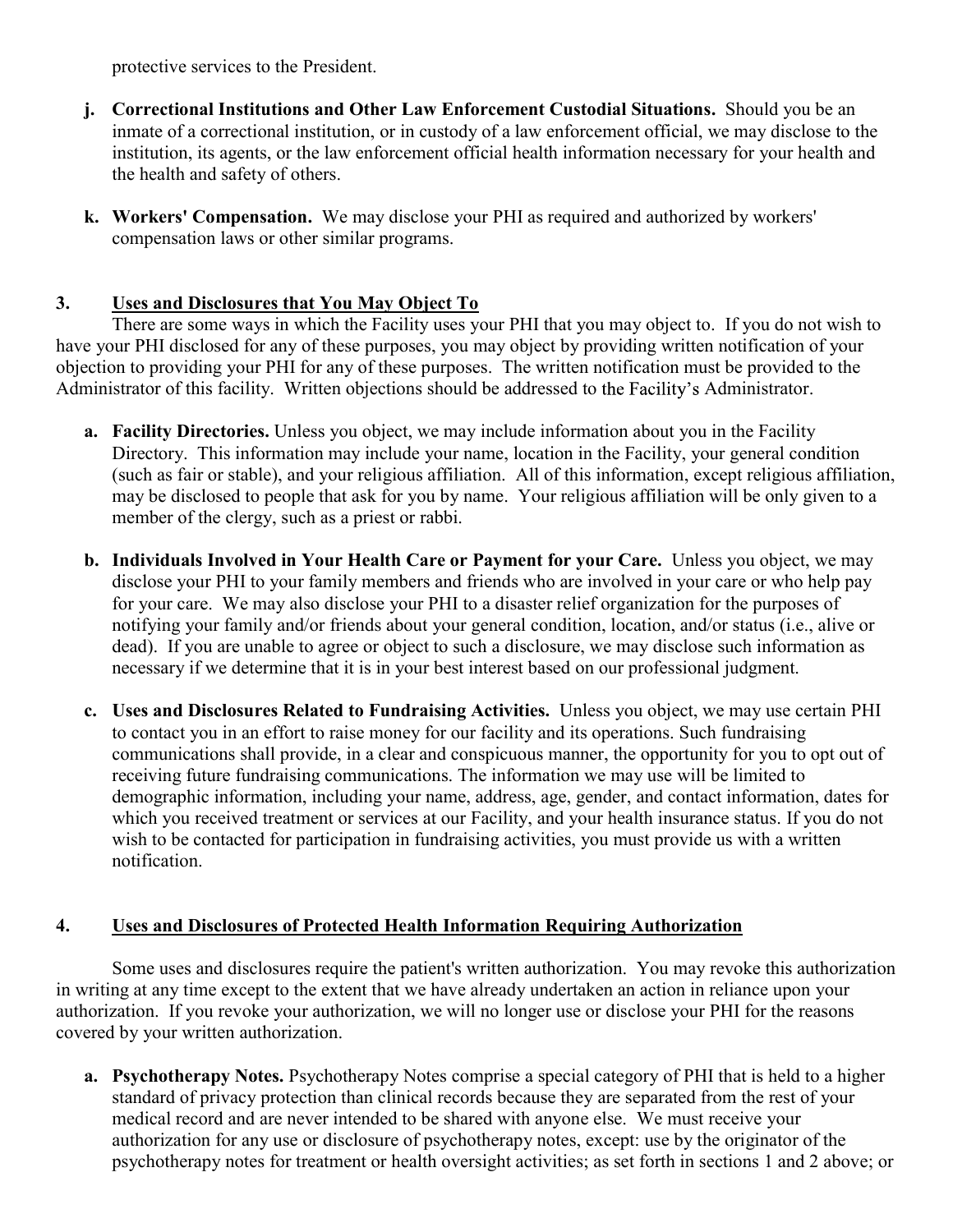protective services to the President.

- **j. Correctional Institutions and Other Law Enforcement Custodial Situations.** Should you be an inmate of a correctional institution, or in custody of a law enforcement official, we may disclose to the institution, its agents, or the law enforcement official health information necessary for your health and the health and safety of others.

- **k. Workers' Compensation.** We may disclose your PHI as required and authorized by workers' compensation laws or other similar programs.

## 3. Uses and Disclosures that You May Object To

There are some ways in which the Facility uses your PHI that you may object to. If you do not wish to have your PHI disclosed for any of these purposes, you may object by providing written notification of your objection to providing your PHI for any of these purposes. The written notification must be provided to the Administrator of this facility. Written objections should be addressed to the Facility's Administrator.

- **a. Facility Directories.** Unless you object, we may include information about you in the Facility Directory. This information may include your name, location in the Facility, your general condition (such as fair or stable), and your religious affiliation. All of this information, except religious affiliation, may be disclosed to people that ask for you by name. Your religious affiliation will be only given to a member of the clergy, such as a priest or rabbi.

- **b. Individuals Involved in Your Health Care or Payment for your Care.** Unless you object, we may disclose your PHI to your family members and friends who are involved in your care or who help pay for your care. We may also disclose your PHI to a disaster relief organization for the purposes of notifying your family and/or friends about your general condition, location, and/or status (i.e., alive or dead). If you are unable to agree or object to such a disclosure, we may disclose such information as necessary if we determine that it is in your best interest based on our professional judgment.

- **c. Uses and Disclosures Related to Fundraising Activities.** Unless you object, we may use certain PHI to contact you in an effort to raise money for our facility and its operations. Such fundraising communications shall provide, in a clear and conspicuous manner, the opportunity for you to opt out of receiving future fundraising communications. The information we may use will be limited to demographic information, including your name, address, age, gender, and contact information, dates for which you received treatment or services at our Facility, and your health insurance status. If you do not wish to be contacted for participation in fundraising activities, you must provide us with a written notification.

## 4. Uses and Disclosures of Protected Health Information Requiring Authorization

Some uses and disclosures require the patient's written authorization. You may revoke this authorization in writing at any time except to the extent that we have already undertaken an action in reliance upon your authorization. If you revoke your authorization, we will no longer use or disclose your PHI for the reasons covered by your written authorization.

- **a. Psychotherapy Notes.** Psychotherapy Notes comprise a special category of PHI that is held to a higher standard of privacy protection than clinical records because they are separated from the rest of your medical record and are never intended to be shared with anyone else. We must receive your authorization for any use or disclosure of psychotherapy notes, except: use by the originator of the psychotherapy notes for treatment or health oversight activities; as set forth in sections 1 and 2 above; or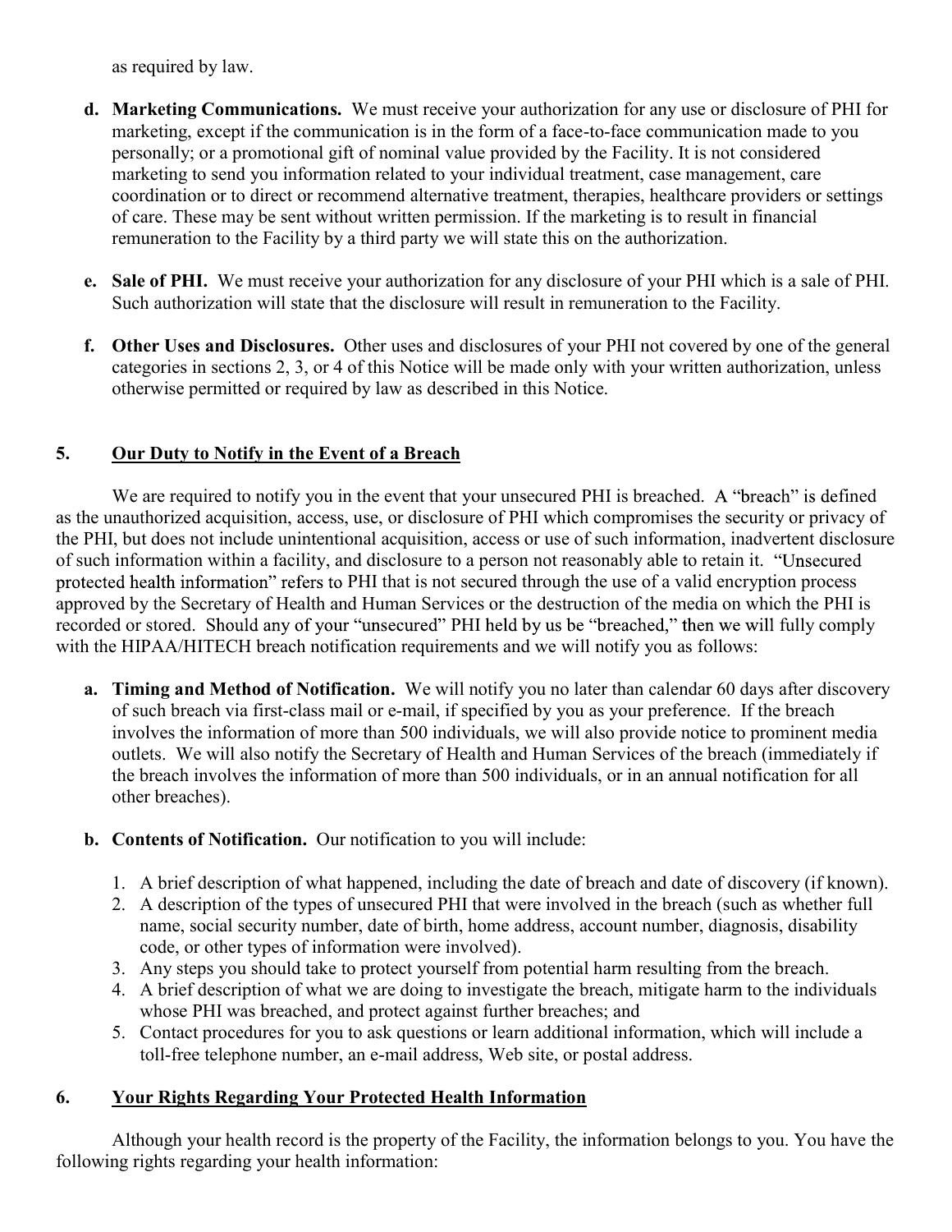as required by law.

**d. Marketing Communications.** We must receive your authorization for any use or disclosure of PHI for marketing, except if the communication is in the form of a face-to-face communication made to you personally; or a promotional gift of nominal value provided by the Facility. It is not considered marketing to send you information related to your individual treatment, case management, care coordination or to direct or recommend alternative treatment, therapies, healthcare providers or settings of care. These may be sent without written permission. If the marketing is to result in financial remuneration to the Facility by a third party we will state this on the authorization.

**e. Sale of PHI.** We must receive your authorization for any disclosure of your PHI which is a sale of PHI. Such authorization will state that the disclosure will result in remuneration to the Facility.

**f. Other Uses and Disclosures.** Other uses and disclosures of your PHI not covered by one of the general categories in sections 2, 3, or 4 of this Notice will be made only with your written authorization, unless otherwise permitted or required by law as described in this Notice.

## 5. Our Duty to Notify in the Event of a Breach

We are required to notify you in the event that your unsecured PHI is breached. A "breach" is defined as the unauthorized acquisition, access, use, or disclosure of PHI which compromises the security or privacy of the PHI, but does not include unintentional acquisition, access or use of such information, inadvertent disclosure of such information within a facility, and disclosure to a person not reasonably able to retain it. "Unsecured protected health information" refers to PHI that is not secured through the use of a valid encryption process approved by the Secretary of Health and Human Services or the destruction of the media on which the PHI is recorded or stored. Should any of your "unsecured" PHI held by us be "breached," then we will fully comply with the HIPAA/HITECH breach notification requirements and we will notify you as follows:

**a. Timing and Method of Notification.** We will notify you no later than calendar 60 days after discovery of such breach via first-class mail or e-mail, if specified by you as your preference. If the breach involves the information of more than 500 individuals, we will also provide notice to prominent media outlets. We will also notify the Secretary of Health and Human Services of the breach (immediately if the breach involves the information of more than 500 individuals, or in an annual notification for all other breaches).

**b. Contents of Notification.** Our notification to you will include:

1. A brief description of what happened, including the date of breach and date of discovery (if known).
2. A description of the types of unsecured PHI that were involved in the breach (such as whether full name, social security number, date of birth, home address, account number, diagnosis, disability code, or other types of information were involved).
3. Any steps you should take to protect yourself from potential harm resulting from the breach.
4. A brief description of what we are doing to investigate the breach, mitigate harm to the individuals whose PHI was breached, and protect against further breaches; and
5. Contact procedures for you to ask questions or learn additional information, which will include a toll-free telephone number, an e-mail address, Web site, or postal address.

## 6. Your Rights Regarding Your Protected Health Information

Although your health record is the property of the Facility, the information belongs to you. You have the following rights regarding your health information: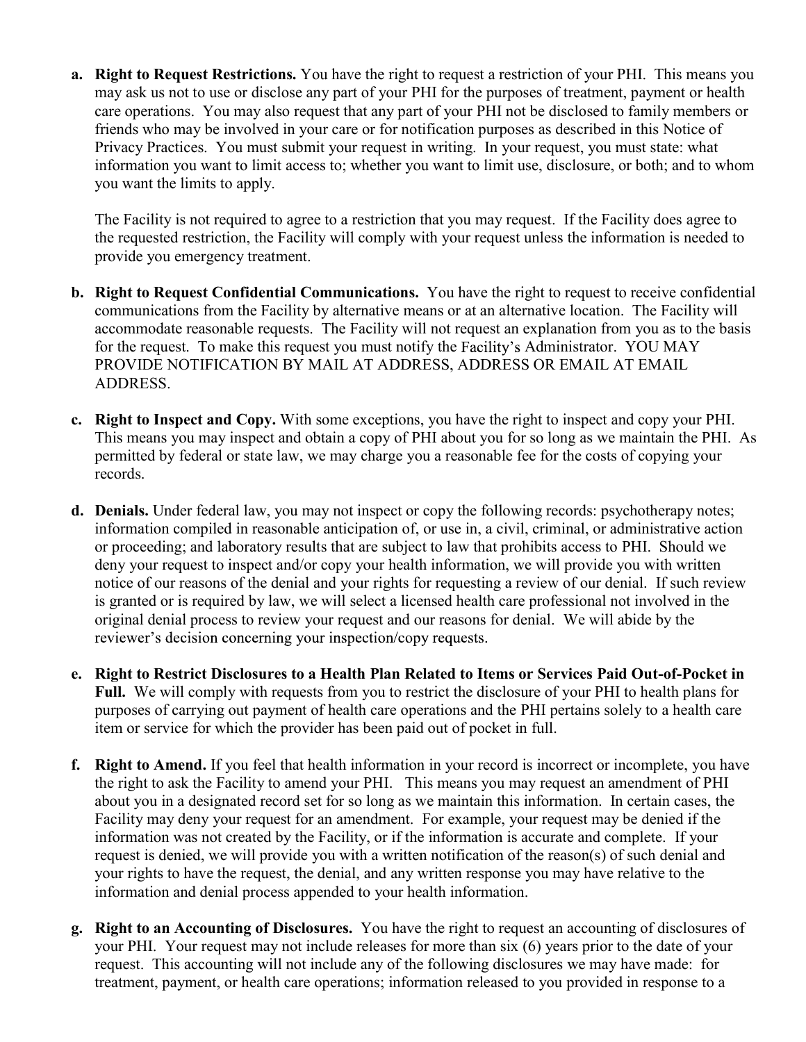a. **Right to Request Restrictions.** You have the right to request a restriction of your PHI. This means you may ask us not to use or disclose any part of your PHI for the purposes of treatment, payment or health care operations. You may also request that any part of your PHI not be disclosed to family members or friends who may be involved in your care or for notification purposes as described in this Notice of Privacy Practices. You must submit your request in writing. In your request, you must state: what information you want to limit access to; whether you want to limit use, disclosure, or both; and to whom you want the limits to apply.

   The Facility is not required to agree to a restriction that you may request. If the Facility does agree to the requested restriction, the Facility will comply with your request unless the information is needed to provide you emergency treatment.

b. **Right to Request Confidential Communications.** You have the right to request to receive confidential communications from the Facility by alternative means or at an alternative location. The Facility will accommodate reasonable requests. The Facility will not request an explanation from you as to the basis for the request. To make this request you must notify the Facility's Administrator. YOU MAY PROVIDE NOTIFICATION BY MAIL AT ADDRESS, ADDRESS OR EMAIL AT EMAIL ADDRESS.

c. **Right to Inspect and Copy.** With some exceptions, you have the right to inspect and copy your PHI. This means you may inspect and obtain a copy of PHI about you for so long as we maintain the PHI. As permitted by federal or state law, we may charge you a reasonable fee for the costs of copying your records.

d. **Denials.** Under federal law, you may not inspect or copy the following records: psychotherapy notes; information compiled in reasonable anticipation of, or use in, a civil, criminal, or administrative action or proceeding; and laboratory results that are subject to law that prohibits access to PHI. Should we deny your request to inspect and/or copy your health information, we will provide you with written notice of our reasons of the denial and your rights for requesting a review of our denial. If such review is granted or is required by law, we will select a licensed health care professional not involved in the original denial process to review your request and our reasons for denial. We will abide by the reviewer's decision concerning your inspection/copy requests.

e. **Right to Restrict Disclosures to a Health Plan Related to Items or Services Paid Out-of-Pocket in Full.** We will comply with requests from you to restrict the disclosure of your PHI to health plans for purposes of carrying out payment of health care operations and the PHI pertains solely to a health care item or service for which the provider has been paid out of pocket in full.

f. **Right to Amend.** If you feel that health information in your record is incorrect or incomplete, you have the right to ask the Facility to amend your PHI. This means you may request an amendment of PHI about you in a designated record set for so long as we maintain this information. In certain cases, the Facility may deny your request for an amendment. For example, your request may be denied if the information was not created by the Facility, or if the information is accurate and complete. If your request is denied, we will provide you with a written notification of the reason(s) of such denial and your rights to have the request, the denial, and any written response you may have relative to the information and denial process appended to your health information.

g. **Right to an Accounting of Disclosures.** You have the right to request an accounting of disclosures of your PHI. Your request may not include releases for more than six (6) years prior to the date of your request. This accounting will not include any of the following disclosures we may have made: for treatment, payment, or health care operations; information released to you provided in response to a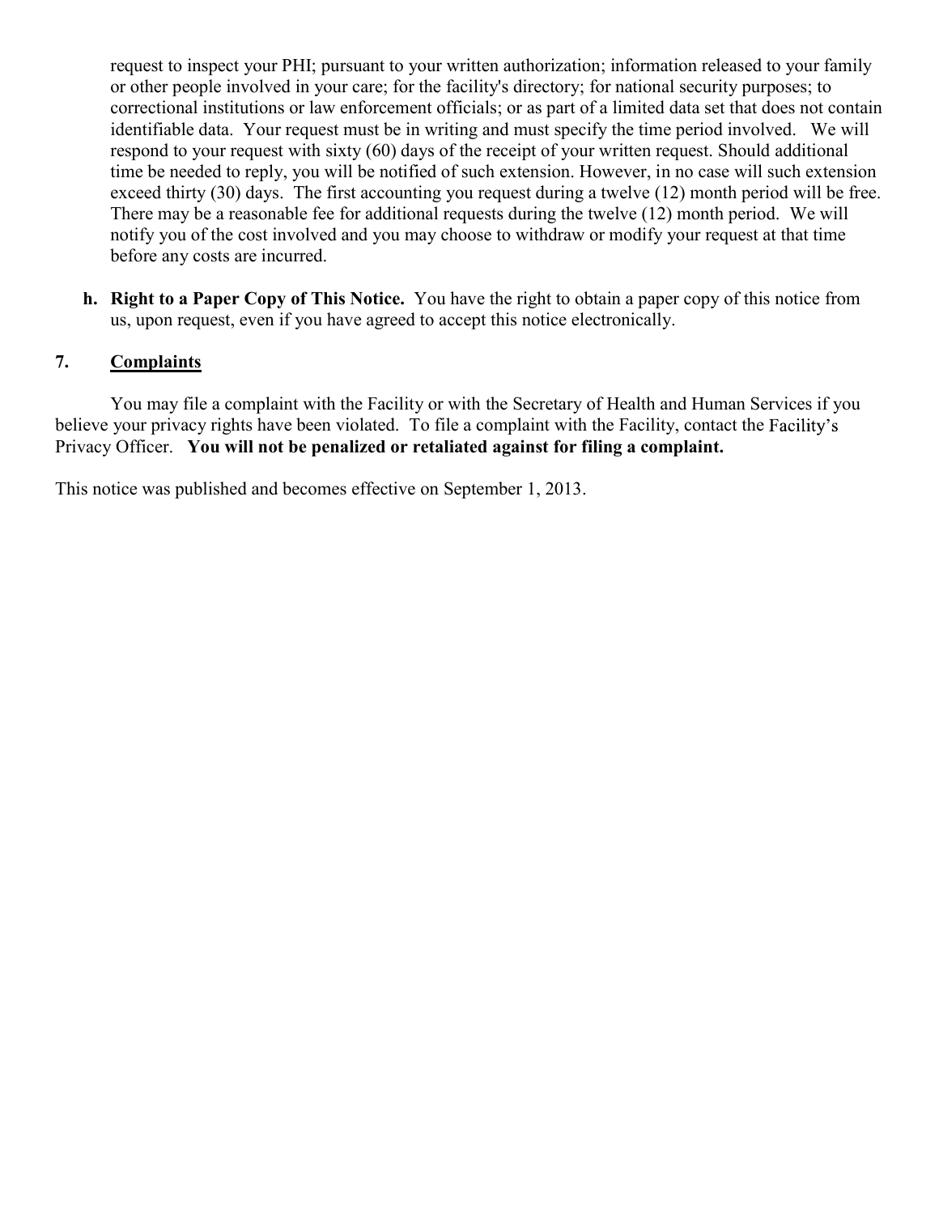request to inspect your PHI; pursuant to your written authorization; information released to your family or other people involved in your care; for the facility's directory; for national security purposes; to correctional institutions or law enforcement officials; or as part of a limited data set that does not contain identifiable data. Your request must be in writing and must specify the time period involved. We will respond to your request with sixty (60) days of the receipt of your written request. Should additional time be needed to reply, you will be notified of such extension. However, in no case will such extension exceed thirty (30) days. The first accounting you request during a twelve (12) month period will be free. There may be a reasonable fee for additional requests during the twelve (12) month period. We will notify you of the cost involved and you may choose to withdraw or modify your request at that time before any costs are incurred.

h. **Right to a Paper Copy of This Notice.** You have the right to obtain a paper copy of this notice from us, upon request, even if you have agreed to accept this notice electronically.

## 7. Complaints

You may file a complaint with the Facility or with the Secretary of Health and Human Services if you believe your privacy rights have been violated. To file a complaint with the Facility, contact the Facility's Privacy Officer. **You will not be penalized or retaliated against for filing a complaint.**

This notice was published and becomes effective on September 1, 2013.